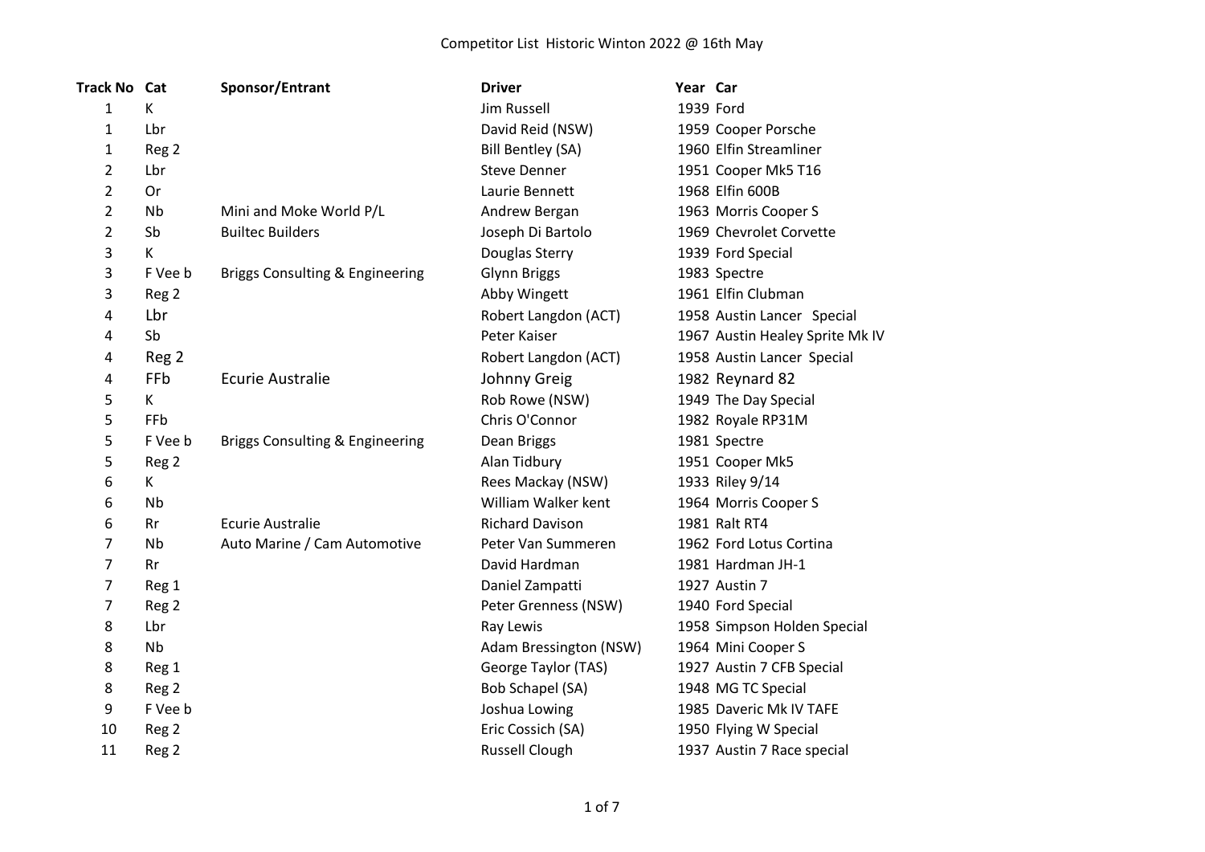Competitor List Historic Winton 2022 @ 16th May

| Track No | Cat | Sponsor/Entrant | Driver | Year | Car |
|---|---|---|---|---|---|
| 1 | K | | Jim Russell | 1939 | Ford |
| 1 | Lbr | | David Reid (NSW) | 1959 | Cooper Porsche |
| 1 | Reg 2 | | Bill Bentley (SA) | 1960 | Elfin Streamliner |
| 2 | Lbr | | Steve Denner | 1951 | Cooper Mk5 T16 |
| 2 | Or | | Laurie Bennett | 1968 | Elfin 600B |
| 2 | Nb | Mini and Moke World P/L | Andrew Bergan | 1963 | Morris Cooper S |
| 2 | Sb | Builtec Builders | Joseph Di Bartolo | 1969 | Chevrolet Corvette |
| 3 | K | | Douglas Sterry | 1939 | Ford Special |
| 3 | F Vee b | Briggs Consulting & Engineering | Glynn Briggs | 1983 | Spectre |
| 3 | Reg 2 | | Abby Wingett | 1961 | Elfin Clubman |
| 4 | Lbr | | Robert Langdon (ACT) | 1958 | Austin Lancer Special |
| 4 | Sb | | Peter Kaiser | 1967 | Austin Healey Sprite Mk IV |
| 4 | Reg 2 | | Robert Langdon (ACT) | 1958 | Austin Lancer Special |
| 4 | FFb | Ecurie Australie | Johnny Greig | 1982 | Reynard 82 |
| 5 | K | | Rob Rowe (NSW) | 1949 | The Day Special |
| 5 | FFb | | Chris O'Connor | 1982 | Royale RP31M |
| 5 | F Vee b | Briggs Consulting & Engineering | Dean Briggs | 1981 | Spectre |
| 5 | Reg 2 | | Alan Tidbury | 1951 | Cooper Mk5 |
| 6 | K | | Rees Mackay (NSW) | 1933 | Riley 9/14 |
| 6 | Nb | | William Walker kent | 1964 | Morris Cooper S |
| 6 | Rr | Ecurie Australie | Richard Davison | 1981 | Ralt RT4 |
| 7 | Nb | Auto Marine / Cam Automotive | Peter Van Summeren | 1962 | Ford Lotus Cortina |
| 7 | Rr | | David Hardman | 1981 | Hardman JH-1 |
| 7 | Reg 1 | | Daniel Zampatti | 1927 | Austin 7 |
| 7 | Reg 2 | | Peter Grenness (NSW) | 1940 | Ford Special |
| 8 | Lbr | | Ray Lewis | 1958 | Simpson Holden Special |
| 8 | Nb | | Adam Bressington (NSW) | 1964 | Mini Cooper S |
| 8 | Reg 1 | | George Taylor (TAS) | 1927 | Austin 7 CFB Special |
| 8 | Reg 2 | | Bob Schapel (SA) | 1948 | MG TC Special |
| 9 | F Vee b | | Joshua Lowing | 1985 | Daveric Mk IV TAFE |
| 10 | Reg 2 | | Eric Cossich (SA) | 1950 | Flying W Special |
| 11 | Reg 2 | | Russell Clough | 1937 | Austin 7 Race special |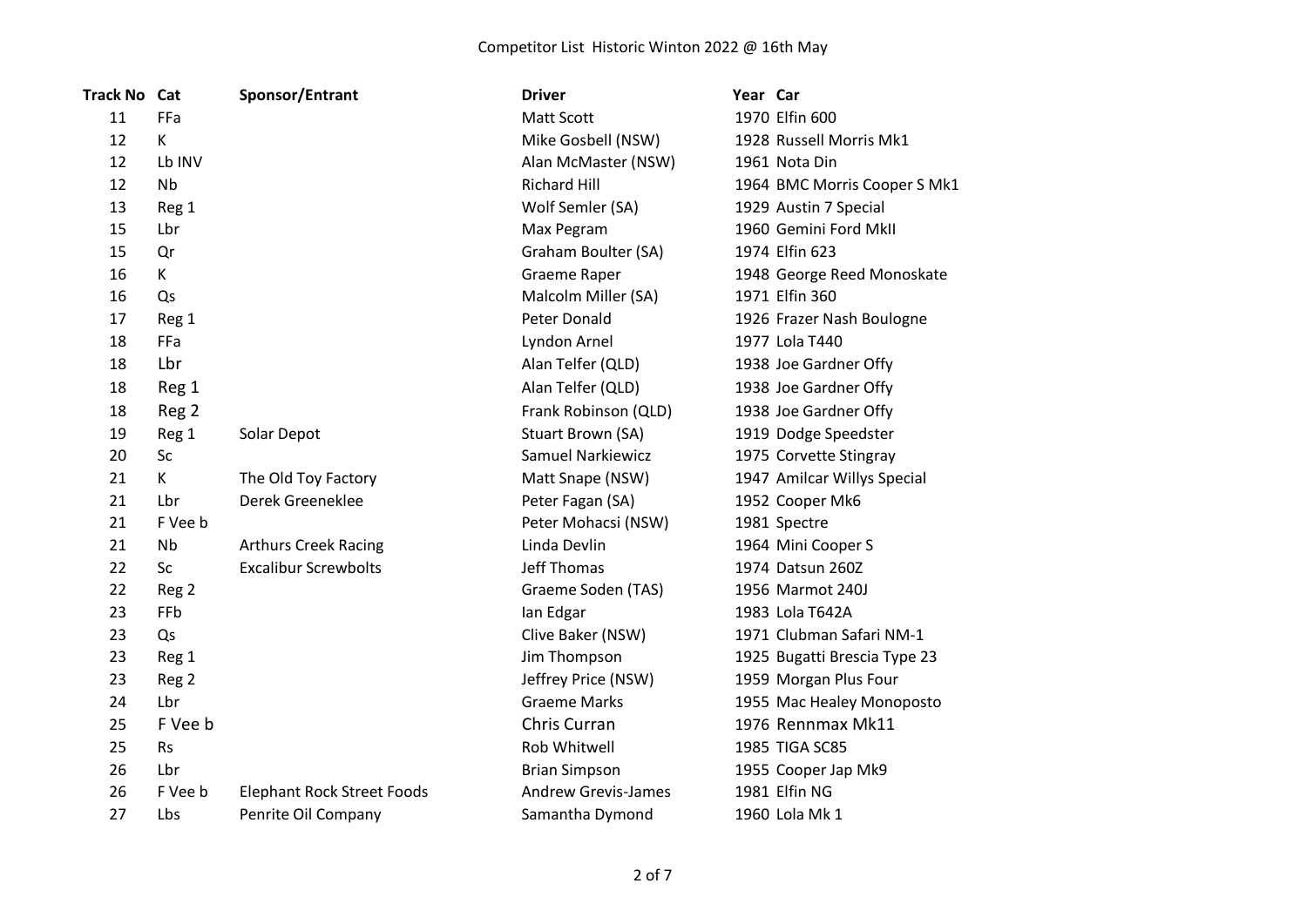Competitor List Historic Winton 2022 @ 16th May

| Track No | Cat | Sponsor/Entrant | Driver | Year | Car |
|---|---|---|---|---|---|
| 11 | FFa | | Matt Scott | 1970 | Elfin 600 |
| 12 | K | | Mike Gosbell (NSW) | 1928 | Russell Morris Mk1 |
| 12 | Lb INV | | Alan McMaster (NSW) | 1961 | Nota Din |
| 12 | Nb | | Richard Hill | 1964 | BMC Morris Cooper S Mk1 |
| 13 | Reg 1 | | Wolf Semler (SA) | 1929 | Austin 7 Special |
| 15 | Lbr | | Max Pegram | 1960 | Gemini Ford MkII |
| 15 | Qr | | Graham Boulter (SA) | 1974 | Elfin 623 |
| 16 | K | | Graeme Raper | 1948 | George Reed Monoskate |
| 16 | Qs | | Malcolm Miller (SA) | 1971 | Elfin 360 |
| 17 | Reg 1 | | Peter Donald | 1926 | Frazer Nash Boulogne |
| 18 | FFa | | Lyndon Arnel | 1977 | Lola T440 |
| 18 | Lbr | | Alan Telfer (QLD) | 1938 | Joe Gardner Offy |
| 18 | Reg 1 | | Alan Telfer (QLD) | 1938 | Joe Gardner Offy |
| 18 | Reg 2 | | Frank Robinson (QLD) | 1938 | Joe Gardner Offy |
| 19 | Reg 1 | Solar Depot | Stuart Brown (SA) | 1919 | Dodge Speedster |
| 20 | Sc | | Samuel Narkiewicz | 1975 | Corvette Stingray |
| 21 | K | The Old Toy Factory | Matt Snape (NSW) | 1947 | Amilcar Willys Special |
| 21 | Lbr | Derek Greeneklee | Peter Fagan (SA) | 1952 | Cooper Mk6 |
| 21 | F Vee b | | Peter Mohacsi (NSW) | 1981 | Spectre |
| 21 | Nb | Arthurs Creek Racing | Linda Devlin | 1964 | Mini Cooper S |
| 22 | Sc | Excalibur Screwbolts | Jeff Thomas | 1974 | Datsun 260Z |
| 22 | Reg 2 | | Graeme Soden (TAS) | 1956 | Marmot 240J |
| 23 | FFb | | Ian Edgar | 1983 | Lola T642A |
| 23 | Qs | | Clive Baker (NSW) | 1971 | Clubman Safari NM-1 |
| 23 | Reg 1 | | Jim Thompson | 1925 | Bugatti Brescia Type 23 |
| 23 | Reg 2 | | Jeffrey Price (NSW) | 1959 | Morgan Plus Four |
| 24 | Lbr | | Graeme Marks | 1955 | Mac Healey Monoposto |
| 25 | F Vee b | | Chris Curran | 1976 | Rennmax Mk11 |
| 25 | Rs | | Rob Whitwell | 1985 | TIGA SC85 |
| 26 | Lbr | | Brian Simpson | 1955 | Cooper Jap Mk9 |
| 26 | F Vee b | Elephant Rock Street Foods | Andrew Grevis-James | 1981 | Elfin NG |
| 27 | Lbs | Penrite Oil Company | Samantha Dymond | 1960 | Lola Mk 1 |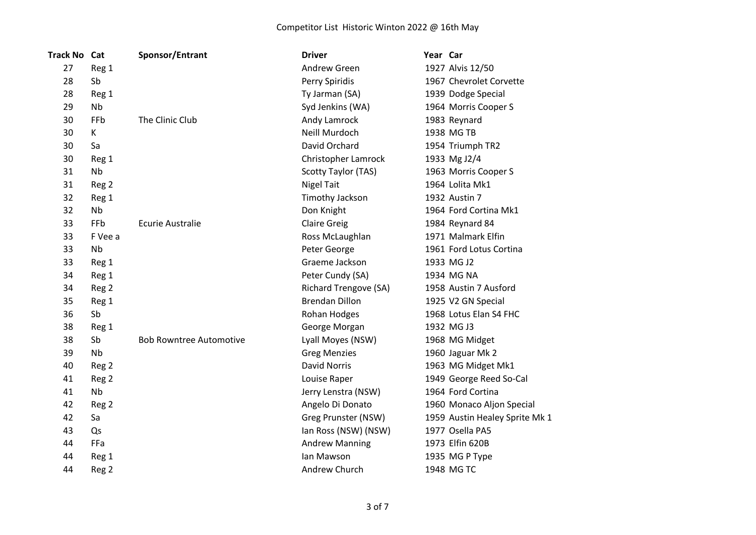Competitor List Historic Winton 2022 @ 16th May

| Track No | Cat | Sponsor/Entrant | Driver | Year | Car |
|---|---|---|---|---|---|
| 27 | Reg 1 | | Andrew Green | 1927 | Alvis 12/50 |
| 28 | Sb | | Perry Spiridis | 1967 | Chevrolet Corvette |
| 28 | Reg 1 | | Ty Jarman (SA) | 1939 | Dodge Special |
| 29 | Nb | | Syd Jenkins (WA) | 1964 | Morris Cooper S |
| 30 | FFb | The Clinic Club | Andy Lamrock | 1983 | Reynard |
| 30 | K | | Neill Murdoch | 1938 | MG TB |
| 30 | Sa | | David Orchard | 1954 | Triumph TR2 |
| 30 | Reg 1 | | Christopher Lamrock | 1933 | Mg J2/4 |
| 31 | Nb | | Scotty Taylor (TAS) | 1963 | Morris Cooper S |
| 31 | Reg 2 | | Nigel Tait | 1964 | Lolita Mk1 |
| 32 | Reg 1 | | Timothy Jackson | 1932 | Austin 7 |
| 32 | Nb | | Don Knight | 1964 | Ford Cortina Mk1 |
| 33 | FFb | Ecurie Australie | Claire Greig | 1984 | Reynard 84 |
| 33 | F Vee a | | Ross McLaughlan | 1971 | Malmark Elfin |
| 33 | Nb | | Peter George | 1961 | Ford Lotus Cortina |
| 33 | Reg 1 | | Graeme Jackson | 1933 | MG J2 |
| 34 | Reg 1 | | Peter Cundy (SA) | 1934 | MG NA |
| 34 | Reg 2 | | Richard Trengove (SA) | 1958 | Austin 7 Ausford |
| 35 | Reg 1 | | Brendan Dillon | 1925 | V2 GN Special |
| 36 | Sb | | Rohan Hodges | 1968 | Lotus Elan S4 FHC |
| 38 | Reg 1 | | George Morgan | 1932 | MG J3 |
| 38 | Sb | Bob Rowntree Automotive | Lyall Moyes (NSW) | 1968 | MG Midget |
| 39 | Nb | | Greg Menzies | 1960 | Jaguar Mk 2 |
| 40 | Reg 2 | | David Norris | 1963 | MG Midget Mk1 |
| 41 | Reg 2 | | Louise Raper | 1949 | George Reed So-Cal |
| 41 | Nb | | Jerry Lenstra (NSW) | 1964 | Ford Cortina |
| 42 | Reg 2 | | Angelo Di Donato | 1960 | Monaco Aljon Special |
| 42 | Sa | | Greg Prunster (NSW) | 1959 | Austin Healey Sprite Mk 1 |
| 43 | Qs | | Ian Ross (NSW) (NSW) | 1977 | Osella PA5 |
| 44 | FFa | | Andrew Manning | 1973 | Elfin 620B |
| 44 | Reg 1 | | Ian Mawson | 1935 | MG P Type |
| 44 | Reg 2 | | Andrew Church | 1948 | MG TC |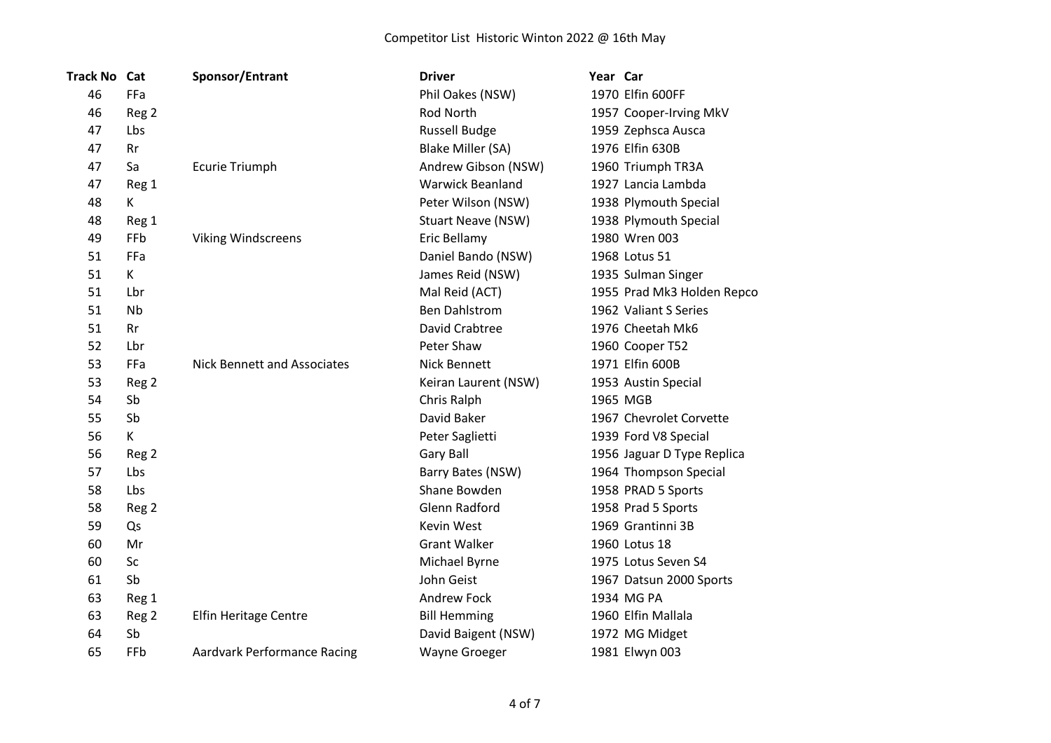Competitor List  Historic Winton 2022 @ 16th May

| Track No | Cat | Sponsor/Entrant | Driver | Year | Car |
|---|---|---|---|---|---|
| 46 | FFa | | Phil Oakes (NSW) | 1970 | Elfin 600FF |
| 46 | Reg 2 | | Rod North | 1957 | Cooper-Irving MkV |
| 47 | Lbs | | Russell Budge | 1959 | Zephsca Ausca |
| 47 | Rr | | Blake Miller (SA) | 1976 | Elfin 630B |
| 47 | Sa | Ecurie Triumph | Andrew Gibson (NSW) | 1960 | Triumph TR3A |
| 47 | Reg 1 | | Warwick Beanland | 1927 | Lancia Lambda |
| 48 | K | | Peter Wilson (NSW) | 1938 | Plymouth Special |
| 48 | Reg 1 | | Stuart Neave (NSW) | 1938 | Plymouth Special |
| 49 | FFb | Viking Windscreens | Eric Bellamy | 1980 | Wren 003 |
| 51 | FFa | | Daniel Bando (NSW) | 1968 | Lotus 51 |
| 51 | K | | James Reid (NSW) | 1935 | Sulman Singer |
| 51 | Lbr | | Mal Reid (ACT) | 1955 | Prad Mk3 Holden Repco |
| 51 | Nb | | Ben Dahlstrom | 1962 | Valiant S Series |
| 51 | Rr | | David Crabtree | 1976 | Cheetah Mk6 |
| 52 | Lbr | | Peter Shaw | 1960 | Cooper T52 |
| 53 | FFa | Nick Bennett and Associates | Nick Bennett | 1971 | Elfin 600B |
| 53 | Reg 2 | | Keiran Laurent (NSW) | 1953 | Austin Special |
| 54 | Sb | | Chris Ralph | 1965 | MGB |
| 55 | Sb | | David Baker | 1967 | Chevrolet Corvette |
| 56 | K | | Peter Saglietti | 1939 | Ford V8 Special |
| 56 | Reg 2 | | Gary Ball | 1956 | Jaguar D Type Replica |
| 57 | Lbs | | Barry Bates (NSW) | 1964 | Thompson Special |
| 58 | Lbs | | Shane Bowden | 1958 | PRAD 5 Sports |
| 58 | Reg 2 | | Glenn Radford | 1958 | Prad 5 Sports |
| 59 | Qs | | Kevin West | 1969 | Grantinni 3B |
| 60 | Mr | | Grant Walker | 1960 | Lotus 18 |
| 60 | Sc | | Michael Byrne | 1975 | Lotus Seven S4 |
| 61 | Sb | | John Geist | 1967 | Datsun 2000 Sports |
| 63 | Reg 1 | | Andrew Fock | 1934 | MG PA |
| 63 | Reg 2 | Elfin Heritage Centre | Bill Hemming | 1960 | Elfin Mallala |
| 64 | Sb | | David Baigent (NSW) | 1972 | MG Midget |
| 65 | FFb | Aardvark Performance Racing | Wayne Groeger | 1981 | Elwyn 003 |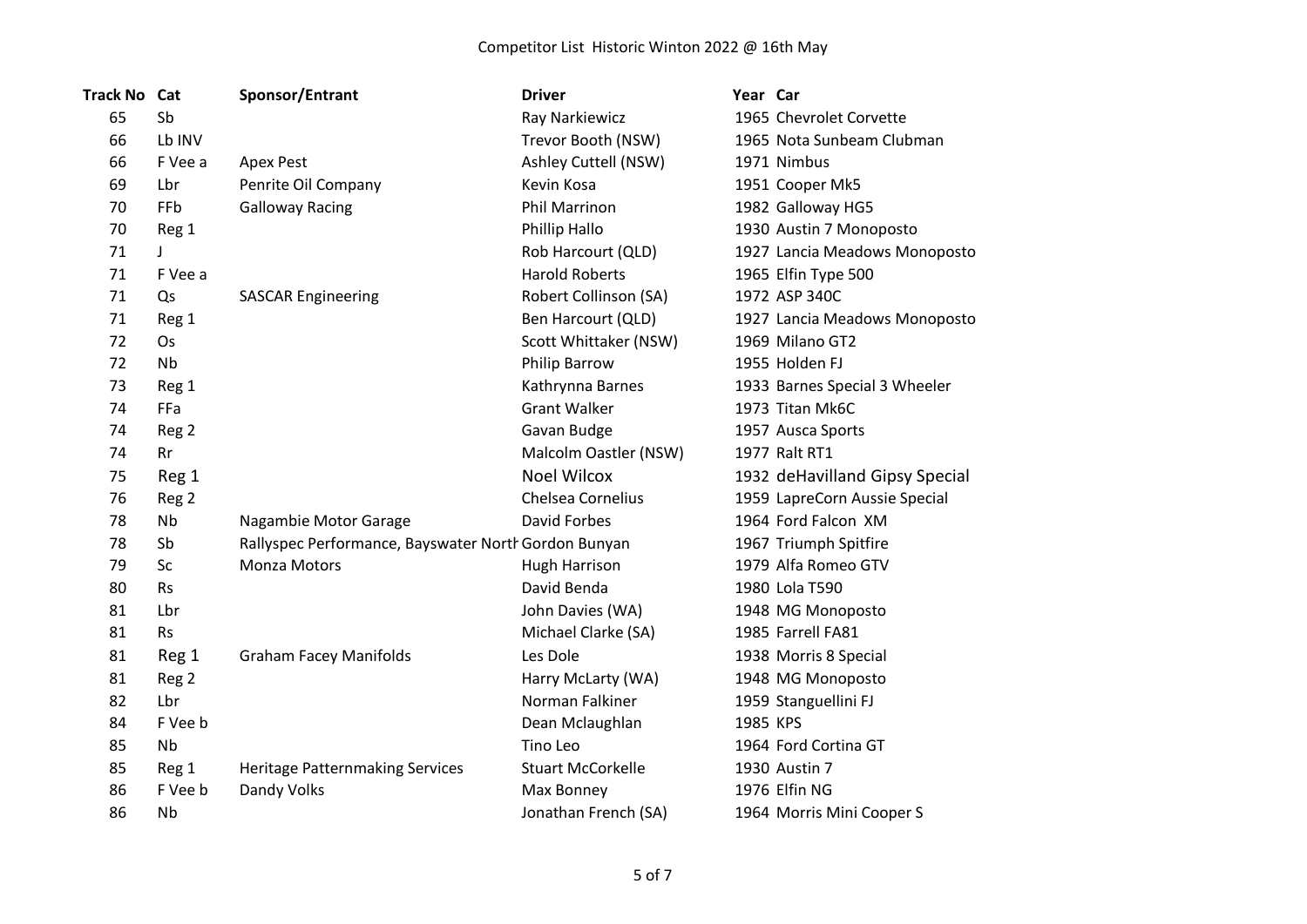Competitor List  Historic Winton 2022 @ 16th May

| Track No | Cat | Sponsor/Entrant | Driver | Year | Car |
|---|---|---|---|---|---|
| 65 | Sb | | Ray Narkiewicz | 1965 | Chevrolet Corvette |
| 66 | Lb INV | | Trevor Booth (NSW) | 1965 | Nota Sunbeam Clubman |
| 66 | F Vee a | Apex Pest | Ashley Cuttell (NSW) | 1971 | Nimbus |
| 69 | Lbr | Penrite Oil Company | Kevin Kosa | 1951 | Cooper Mk5 |
| 70 | FFb | Galloway Racing | Phil Marrinon | 1982 | Galloway HG5 |
| 70 | Reg 1 | | Phillip Hallo | 1930 | Austin 7 Monoposto |
| 71 | J | | Rob Harcourt (QLD) | 1927 | Lancia Meadows Monoposto |
| 71 | F Vee a | | Harold Roberts | 1965 | Elfin Type 500 |
| 71 | Qs | SASCAR Engineering | Robert Collinson (SA) | 1972 | ASP 340C |
| 71 | Reg 1 | | Ben Harcourt (QLD) | 1927 | Lancia Meadows Monoposto |
| 72 | Os | | Scott Whittaker (NSW) | 1969 | Milano GT2 |
| 72 | Nb | | Philip Barrow | 1955 | Holden FJ |
| 73 | Reg 1 | | Kathrynna Barnes | 1933 | Barnes Special 3 Wheeler |
| 74 | FFa | | Grant Walker | 1973 | Titan Mk6C |
| 74 | Reg 2 | | Gavan Budge | 1957 | Ausca Sports |
| 74 | Rr | | Malcolm Oastler (NSW) | 1977 | Ralt RT1 |
| 75 | Reg 1 | | Noel Wilcox | 1932 | deHavilland Gipsy Special |
| 76 | Reg 2 | | Chelsea Cornelius | 1959 | LapreCorn Aussie Special |
| 78 | Nb | Nagambie Motor Garage | David Forbes | 1964 | Ford Falcon XM |
| 78 | Sb | Rallyspec Performance, Bayswater Nortl | Gordon Bunyan | 1967 | Triumph Spitfire |
| 79 | Sc | Monza Motors | Hugh Harrison | 1979 | Alfa Romeo GTV |
| 80 | Rs | | David Benda | 1980 | Lola T590 |
| 81 | Lbr | | John Davies (WA) | 1948 | MG Monoposto |
| 81 | Rs | | Michael Clarke (SA) | 1985 | Farrell FA81 |
| 81 | Reg 1 | Graham Facey Manifolds | Les Dole | 1938 | Morris 8 Special |
| 81 | Reg 2 | | Harry McLarty (WA) | 1948 | MG Monoposto |
| 82 | Lbr | | Norman Falkiner | 1959 | Stanguellini FJ |
| 84 | F Vee b | | Dean Mclaughlan | 1985 | KPS |
| 85 | Nb | | Tino Leo | 1964 | Ford Cortina GT |
| 85 | Reg 1 | Heritage Patternmaking Services | Stuart McCorkelle | 1930 | Austin 7 |
| 86 | F Vee b | Dandy Volks | Max Bonney | 1976 | Elfin NG |
| 86 | Nb | | Jonathan French (SA) | 1964 | Morris Mini Cooper S |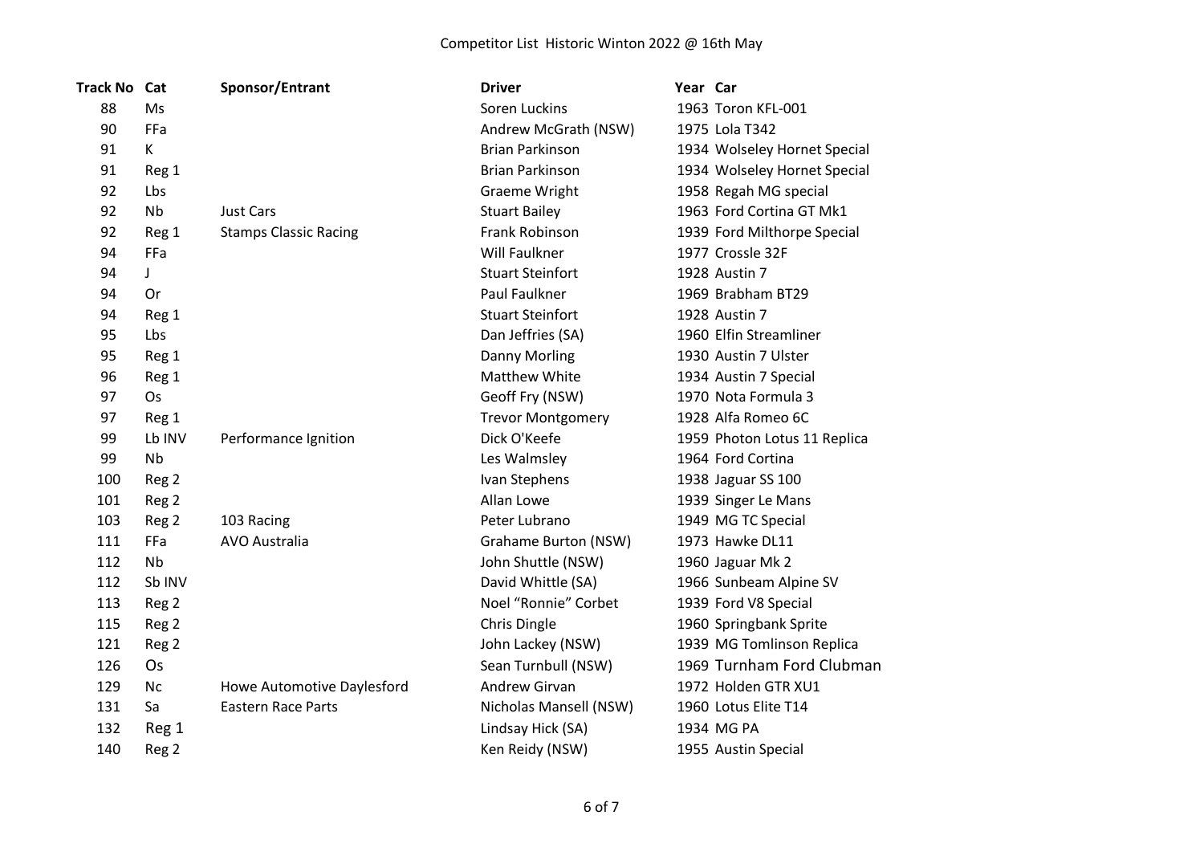Competitor List Historic Winton 2022 @ 16th May

| Track No | Cat | Sponsor/Entrant | Driver | Year | Car |
|---|---|---|---|---|---|
| 88 | Ms | | Soren Luckins | 1963 | Toron KFL-001 |
| 90 | FFa | | Andrew McGrath (NSW) | 1975 | Lola T342 |
| 91 | K | | Brian Parkinson | 1934 | Wolseley Hornet Special |
| 91 | Reg 1 | | Brian Parkinson | 1934 | Wolseley Hornet Special |
| 92 | Lbs | | Graeme Wright | 1958 | Regah MG special |
| 92 | Nb | Just Cars | Stuart Bailey | 1963 | Ford Cortina GT Mk1 |
| 92 | Reg 1 | Stamps Classic Racing | Frank Robinson | 1939 | Ford Milthorpe Special |
| 94 | FFa | | Will Faulkner | 1977 | Crossle 32F |
| 94 | J | | Stuart Steinfort | 1928 | Austin 7 |
| 94 | Or | | Paul Faulkner | 1969 | Brabham BT29 |
| 94 | Reg 1 | | Stuart Steinfort | 1928 | Austin 7 |
| 95 | Lbs | | Dan Jeffries (SA) | 1960 | Elfin Streamliner |
| 95 | Reg 1 | | Danny Morling | 1930 | Austin 7 Ulster |
| 96 | Reg 1 | | Matthew White | 1934 | Austin 7 Special |
| 97 | Os | | Geoff Fry (NSW) | 1970 | Nota Formula 3 |
| 97 | Reg 1 | | Trevor Montgomery | 1928 | Alfa Romeo 6C |
| 99 | Lb INV | Performance Ignition | Dick O'Keefe | 1959 | Photon Lotus 11 Replica |
| 99 | Nb | | Les Walmsley | 1964 | Ford Cortina |
| 100 | Reg 2 | | Ivan Stephens | 1938 | Jaguar SS 100 |
| 101 | Reg 2 | | Allan Lowe | 1939 | Singer Le Mans |
| 103 | Reg 2 | 103 Racing | Peter Lubrano | 1949 | MG TC Special |
| 111 | FFa | AVO Australia | Grahame Burton (NSW) | 1973 | Hawke DL11 |
| 112 | Nb | | John Shuttle (NSW) | 1960 | Jaguar Mk 2 |
| 112 | Sb INV | | David Whittle (SA) | 1966 | Sunbeam Alpine SV |
| 113 | Reg 2 | | Noel “Ronnie” Corbet | 1939 | Ford V8 Special |
| 115 | Reg 2 | | Chris Dingle | 1960 | Springbank Sprite |
| 121 | Reg 2 | | John Lackey (NSW) | 1939 | MG Tomlinson Replica |
| 126 | Os | | Sean Turnbull (NSW) | 1969 | Turnham Ford Clubman |
| 129 | Nc | Howe Automotive Daylesford | Andrew Girvan | 1972 | Holden GTR XU1 |
| 131 | Sa | Eastern Race Parts | Nicholas Mansell (NSW) | 1960 | Lotus Elite T14 |
| 132 | Reg 1 | | Lindsay Hick (SA) | 1934 | MG PA |
| 140 | Reg 2 | | Ken Reidy (NSW) | 1955 | Austin Special |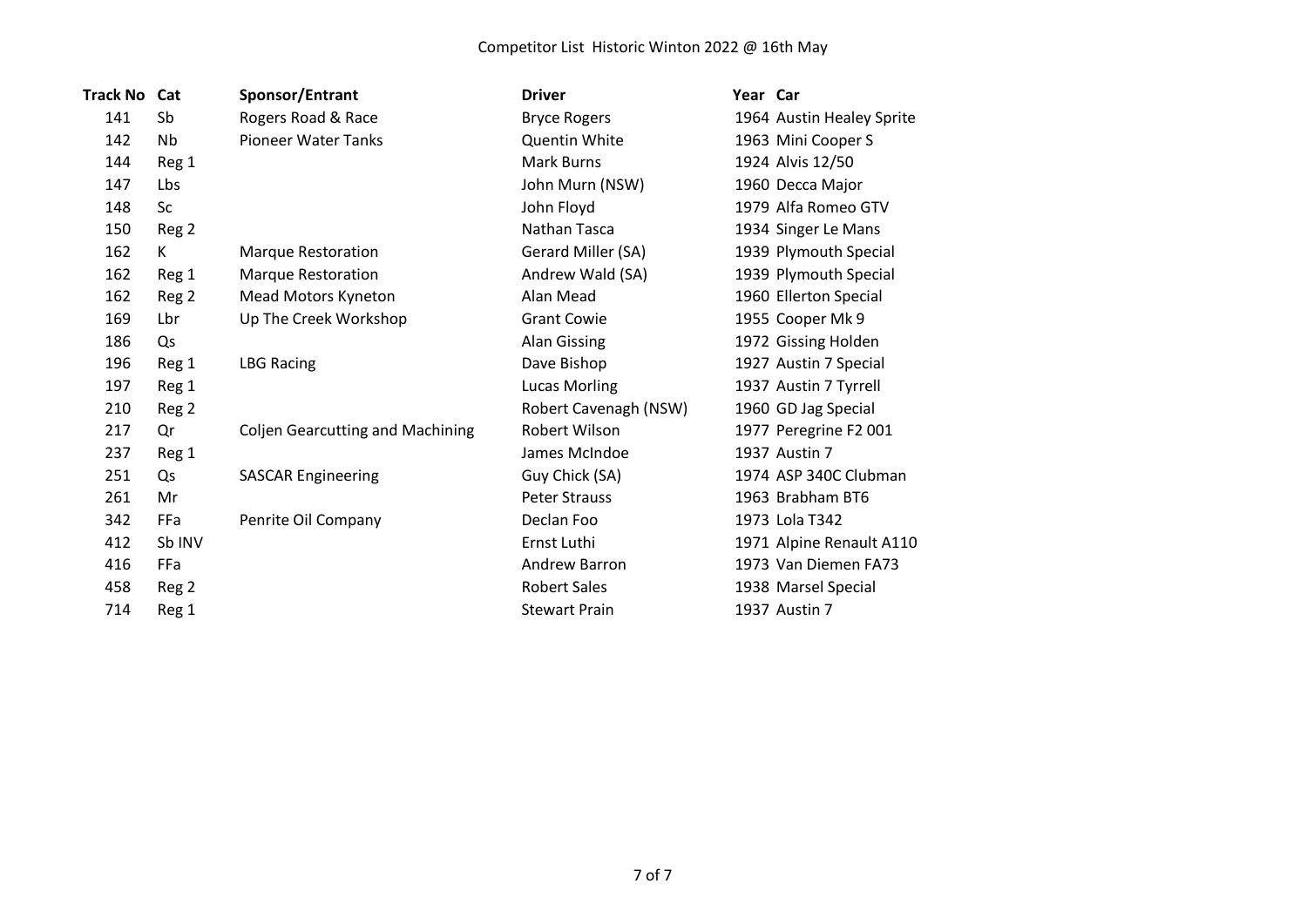Competitor List Historic Winton 2022 @ 16th May

| Track No | Cat | Sponsor/Entrant | Driver | Year | Car |
|---|---|---|---|---|---|
| 141 | Sb | Rogers Road & Race | Bryce Rogers | 1964 | Austin Healey Sprite |
| 142 | Nb | Pioneer Water Tanks | Quentin White | 1963 | Mini Cooper S |
| 144 | Reg 1 | | Mark Burns | 1924 | Alvis 12/50 |
| 147 | Lbs | | John Murn (NSW) | 1960 | Decca Major |
| 148 | Sc | | John Floyd | 1979 | Alfa Romeo GTV |
| 150 | Reg 2 | | Nathan Tasca | 1934 | Singer Le Mans |
| 162 | K | Marque Restoration | Gerard Miller (SA) | 1939 | Plymouth Special |
| 162 | Reg 1 | Marque Restoration | Andrew Wald (SA) | 1939 | Plymouth Special |
| 162 | Reg 2 | Mead Motors Kyneton | Alan Mead | 1960 | Ellerton Special |
| 169 | Lbr | Up The Creek Workshop | Grant Cowie | 1955 | Cooper Mk 9 |
| 186 | Qs | | Alan Gissing | 1972 | Gissing Holden |
| 196 | Reg 1 | LBG Racing | Dave Bishop | 1927 | Austin 7 Special |
| 197 | Reg 1 | | Lucas Morling | 1937 | Austin 7 Tyrrell |
| 210 | Reg 2 | | Robert Cavenagh (NSW) | 1960 | GD Jag Special |
| 217 | Qr | Coljen Gearcutting and Machining | Robert Wilson | 1977 | Peregrine F2 001 |
| 237 | Reg 1 | | James McIndoe | 1937 | Austin 7 |
| 251 | Qs | SASCAR Engineering | Guy Chick (SA) | 1974 | ASP 340C Clubman |
| 261 | Mr | | Peter Strauss | 1963 | Brabham BT6 |
| 342 | FFa | Penrite Oil Company | Declan Foo | 1973 | Lola T342 |
| 412 | Sb INV | | Ernst Luthi | 1971 | Alpine Renault A110 |
| 416 | FFa | | Andrew Barron | 1973 | Van Diemen FA73 |
| 458 | Reg 2 | | Robert Sales | 1938 | Marsel Special |
| 714 | Reg 1 | | Stewart Prain | 1937 | Austin 7 |